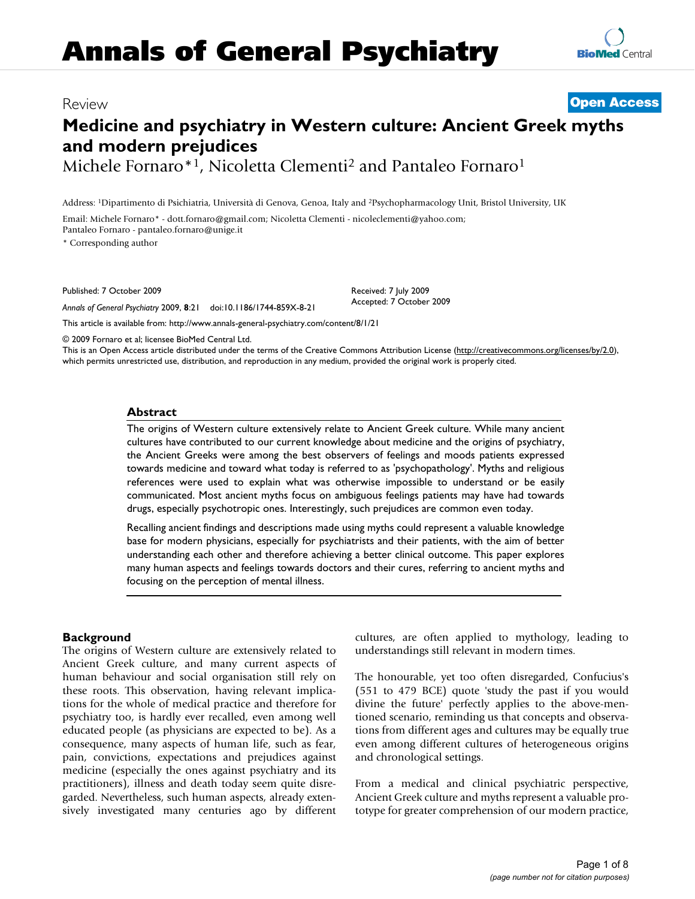Review

**Open Access**

# Medicine and psychiatry in Western culture: Ancient Greek myths and modern prejudices

Michele Fornaro*[1], Nicoletta Clementi[2] and Pantaleo Fornaro[1]

Address: [1]Dipartimento di Psichiatria, Università di Genova, Genoa, Italy and [2]Psychopharmacology Unit, Bristol University, UK

Email: Michele Fornaro* - dott.fornaro@gmail.com; Nicoletta Clementi - nicoleclementi@yahoo.com; Pantaleo Fornaro - pantaleo.fornaro@unige.it

* Corresponding author

Published: 7 October 2009

*Annals of General Psychiatry* 2009, **8**:21 doi:10.1186/1744-859X-8-21

Received: 7 July 2009
Accepted: 7 October 2009

This article is available from: http://www.annals-general-psychiatry.com/content/8/1/21

© 2009 Fornaro et al; licensee BioMed Central Ltd.
This is an Open Access article distributed under the terms of the Creative Commons Attribution License (http://creativecommons.org/licenses/by/2.0), which permits unrestricted use, distribution, and reproduction in any medium, provided the original work is properly cited.

## Abstract

The origins of Western culture extensively relate to Ancient Greek culture. While many ancient cultures have contributed to our current knowledge about medicine and the origins of psychiatry, the Ancient Greeks were among the best observers of feelings and moods patients expressed towards medicine and toward what today is referred to as 'psychopathology'. Myths and religious references were used to explain what was otherwise impossible to understand or be easily communicated. Most ancient myths focus on ambiguous feelings patients may have had towards drugs, especially psychotropic ones. Interestingly, such prejudices are common even today.

Recalling ancient findings and descriptions made using myths could represent a valuable knowledge base for modern physicians, especially for psychiatrists and their patients, with the aim of better understanding each other and therefore achieving a better clinical outcome. This paper explores many human aspects and feelings towards doctors and their cures, referring to ancient myths and focusing on the perception of mental illness.

## Background

The origins of Western culture are extensively related to Ancient Greek culture, and many current aspects of human behaviour and social organisation still rely on these roots. This observation, having relevant implications for the whole of medical practice and therefore for psychiatry too, is hardly ever recalled, even among well educated people (as physicians are expected to be). As a consequence, many aspects of human life, such as fear, pain, convictions, expectations and prejudices against medicine (especially the ones against psychiatry and its practitioners), illness and death today seem quite disregarded. Nevertheless, such human aspects, already extensively investigated many centuries ago by different cultures, are often applied to mythology, leading to understandings still relevant in modern times.

The honourable, yet too often disregarded, Confucius's (551 to 479 BCE) quote 'study the past if you would divine the future' perfectly applies to the above-mentioned scenario, reminding us that concepts and observations from different ages and cultures may be equally true even among different cultures of heterogeneous origins and chronological settings.

From a medical and clinical psychiatric perspective, Ancient Greek culture and myths represent a valuable prototype for greater comprehension of our modern practice,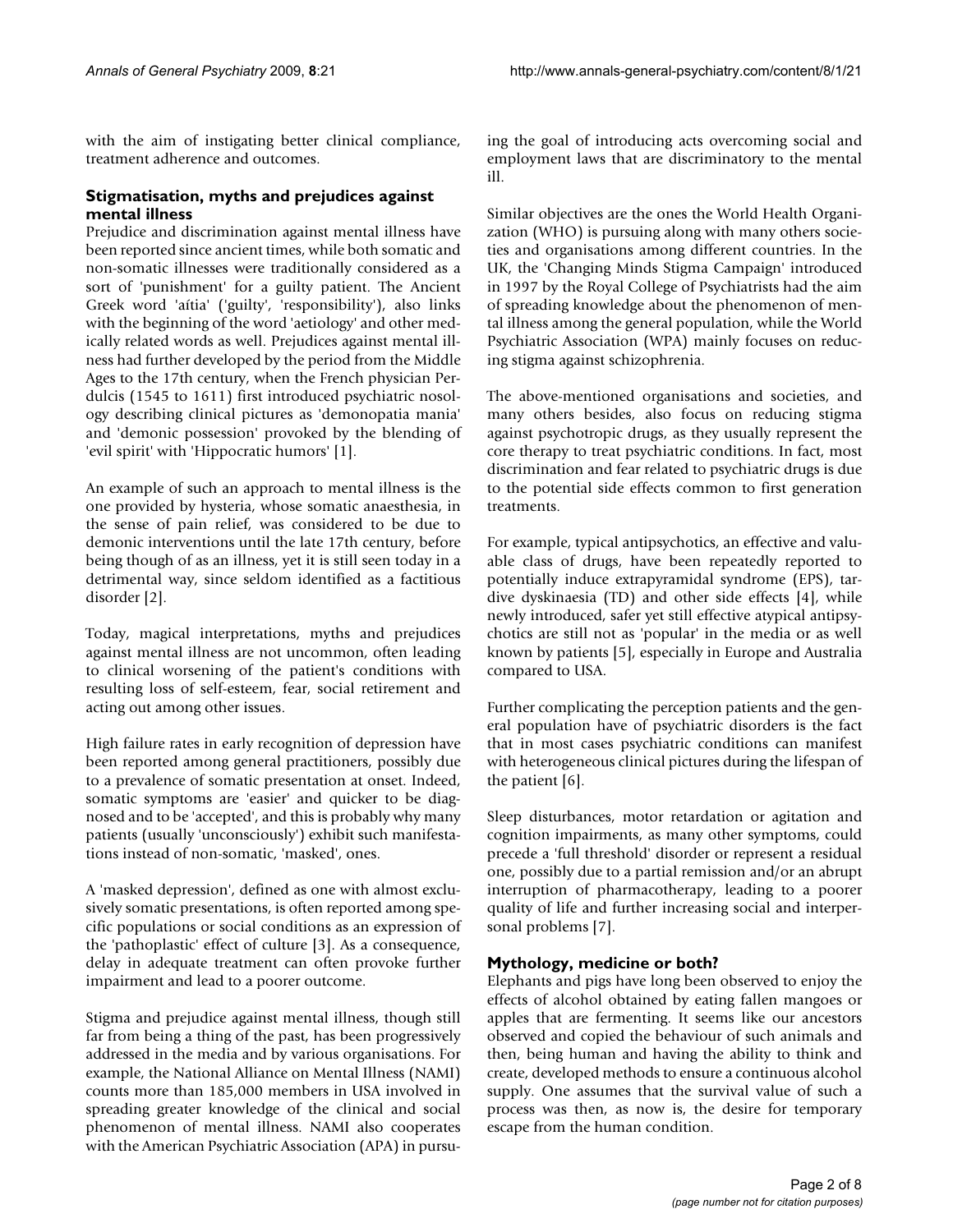with the aim of instigating better clinical compliance, treatment adherence and outcomes.

### Stigmatisation, myths and prejudices against mental illness

Prejudice and discrimination against mental illness have been reported since ancient times, while both somatic and non-somatic illnesses were traditionally considered as a sort of 'punishment' for a guilty patient. The Ancient Greek word 'aítia' ('guilty', 'responsibility'), also links with the beginning of the word 'aetiology' and other medically related words as well. Prejudices against mental illness had further developed by the period from the Middle Ages to the 17th century, when the French physician Perdulcis (1545 to 1611) first introduced psychiatric nosology describing clinical pictures as 'demonopatia mania' and 'demonic possession' provoked by the blending of 'evil spirit' with 'Hippocratic humors' [1].

An example of such an approach to mental illness is the one provided by hysteria, whose somatic anaesthesia, in the sense of pain relief, was considered to be due to demonic interventions until the late 17th century, before being though of as an illness, yet it is still seen today in a detrimental way, since seldom identified as a factitious disorder [2].

Today, magical interpretations, myths and prejudices against mental illness are not uncommon, often leading to clinical worsening of the patient's conditions with resulting loss of self-esteem, fear, social retirement and acting out among other issues.

High failure rates in early recognition of depression have been reported among general practitioners, possibly due to a prevalence of somatic presentation at onset. Indeed, somatic symptoms are 'easier' and quicker to be diagnosed and to be 'accepted', and this is probably why many patients (usually 'unconsciously') exhibit such manifestations instead of non-somatic, 'masked', ones.

A 'masked depression', defined as one with almost exclusively somatic presentations, is often reported among specific populations or social conditions as an expression of the 'pathoplastic' effect of culture [3]. As a consequence, delay in adequate treatment can often provoke further impairment and lead to a poorer outcome.

Stigma and prejudice against mental illness, though still far from being a thing of the past, has been progressively addressed in the media and by various organisations. For example, the National Alliance on Mental Illness (NAMI) counts more than 185,000 members in USA involved in spreading greater knowledge of the clinical and social phenomenon of mental illness. NAMI also cooperates with the American Psychiatric Association (APA) in pursuing the goal of introducing acts overcoming social and employment laws that are discriminatory to the mental ill.

Similar objectives are the ones the World Health Organization (WHO) is pursuing along with many others societies and organisations among different countries. In the UK, the 'Changing Minds Stigma Campaign' introduced in 1997 by the Royal College of Psychiatrists had the aim of spreading knowledge about the phenomenon of mental illness among the general population, while the World Psychiatric Association (WPA) mainly focuses on reducing stigma against schizophrenia.

The above-mentioned organisations and societies, and many others besides, also focus on reducing stigma against psychotropic drugs, as they usually represent the core therapy to treat psychiatric conditions. In fact, most discrimination and fear related to psychiatric drugs is due to the potential side effects common to first generation treatments.

For example, typical antipsychotics, an effective and valuable class of drugs, have been repeatedly reported to potentially induce extrapyramidal syndrome (EPS), tardive dyskinaesia (TD) and other side effects [4], while newly introduced, safer yet still effective atypical antipsychotics are still not as 'popular' in the media or as well known by patients [5], especially in Europe and Australia compared to USA.

Further complicating the perception patients and the general population have of psychiatric disorders is the fact that in most cases psychiatric conditions can manifest with heterogeneous clinical pictures during the lifespan of the patient [6].

Sleep disturbances, motor retardation or agitation and cognition impairments, as many other symptoms, could precede a 'full threshold' disorder or represent a residual one, possibly due to a partial remission and/or an abrupt interruption of pharmacotherapy, leading to a poorer quality of life and further increasing social and interpersonal problems [7].

### Mythology, medicine or both?

Elephants and pigs have long been observed to enjoy the effects of alcohol obtained by eating fallen mangoes or apples that are fermenting. It seems like our ancestors observed and copied the behaviour of such animals and then, being human and having the ability to think and create, developed methods to ensure a continuous alcohol supply. One assumes that the survival value of such a process was then, as now is, the desire for temporary escape from the human condition.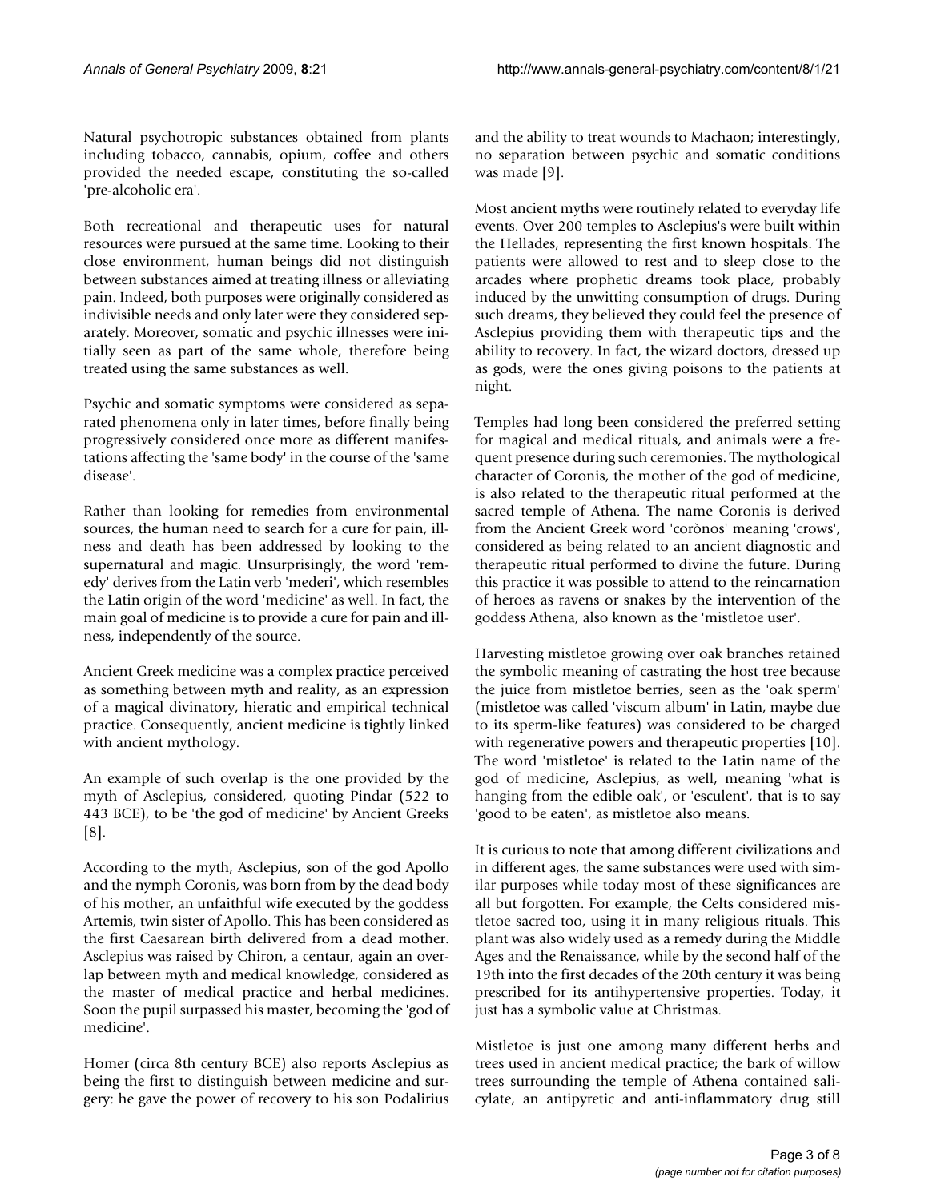Natural psychotropic substances obtained from plants including tobacco, cannabis, opium, coffee and others provided the needed escape, constituting the so-called 'pre-alcoholic era'.

Both recreational and therapeutic uses for natural resources were pursued at the same time. Looking to their close environment, human beings did not distinguish between substances aimed at treating illness or alleviating pain. Indeed, both purposes were originally considered as indivisible needs and only later were they considered separately. Moreover, somatic and psychic illnesses were initially seen as part of the same whole, therefore being treated using the same substances as well.

Psychic and somatic symptoms were considered as separated phenomena only in later times, before finally being progressively considered once more as different manifestations affecting the 'same body' in the course of the 'same disease'.

Rather than looking for remedies from environmental sources, the human need to search for a cure for pain, illness and death has been addressed by looking to the supernatural and magic. Unsurprisingly, the word 'remedy' derives from the Latin verb 'mederi', which resembles the Latin origin of the word 'medicine' as well. In fact, the main goal of medicine is to provide a cure for pain and illness, independently of the source.

Ancient Greek medicine was a complex practice perceived as something between myth and reality, as an expression of a magical divinatory, hieratic and empirical technical practice. Consequently, ancient medicine is tightly linked with ancient mythology.

An example of such overlap is the one provided by the myth of Asclepius, considered, quoting Pindar (522 to 443 BCE), to be 'the god of medicine' by Ancient Greeks [8].

According to the myth, Asclepius, son of the god Apollo and the nymph Coronis, was born from by the dead body of his mother, an unfaithful wife executed by the goddess Artemis, twin sister of Apollo. This has been considered as the first Caesarean birth delivered from a dead mother. Asclepius was raised by Chiron, a centaur, again an overlap between myth and medical knowledge, considered as the master of medical practice and herbal medicines. Soon the pupil surpassed his master, becoming the 'god of medicine'.

Homer (circa 8th century BCE) also reports Asclepius as being the first to distinguish between medicine and surgery: he gave the power of recovery to his son Podalirius and the ability to treat wounds to Machaon; interestingly, no separation between psychic and somatic conditions was made [9].

Most ancient myths were routinely related to everyday life events. Over 200 temples to Asclepius's were built within the Hellades, representing the first known hospitals. The patients were allowed to rest and to sleep close to the arcades where prophetic dreams took place, probably induced by the unwitting consumption of drugs. During such dreams, they believed they could feel the presence of Asclepius providing them with therapeutic tips and the ability to recovery. In fact, the wizard doctors, dressed up as gods, were the ones giving poisons to the patients at night.

Temples had long been considered the preferred setting for magical and medical rituals, and animals were a frequent presence during such ceremonies. The mythological character of Coronis, the mother of the god of medicine, is also related to the therapeutic ritual performed at the sacred temple of Athena. The name Coronis is derived from the Ancient Greek word 'corònos' meaning 'crows', considered as being related to an ancient diagnostic and therapeutic ritual performed to divine the future. During this practice it was possible to attend to the reincarnation of heroes as ravens or snakes by the intervention of the goddess Athena, also known as the 'mistletoe user'.

Harvesting mistletoe growing over oak branches retained the symbolic meaning of castrating the host tree because the juice from mistletoe berries, seen as the 'oak sperm' (mistletoe was called 'viscum album' in Latin, maybe due to its sperm-like features) was considered to be charged with regenerative powers and therapeutic properties [10]. The word 'mistletoe' is related to the Latin name of the god of medicine, Asclepius, as well, meaning 'what is hanging from the edible oak', or 'esculent', that is to say 'good to be eaten', as mistletoe also means.

It is curious to note that among different civilizations and in different ages, the same substances were used with similar purposes while today most of these significances are all but forgotten. For example, the Celts considered mistletoe sacred too, using it in many religious rituals. This plant was also widely used as a remedy during the Middle Ages and the Renaissance, while by the second half of the 19th into the first decades of the 20th century it was being prescribed for its antihypertensive properties. Today, it just has a symbolic value at Christmas.

Mistletoe is just one among many different herbs and trees used in ancient medical practice; the bark of willow trees surrounding the temple of Athena contained salicylate, an antipyretic and anti-inflammatory drug still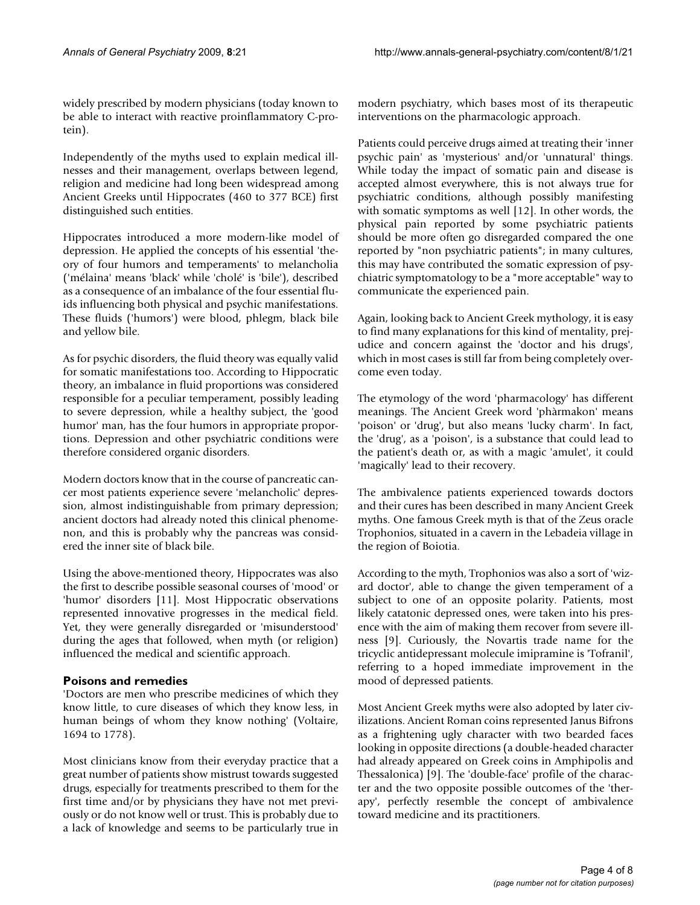widely prescribed by modern physicians (today known to be able to interact with reactive proinflammatory C-protein).

Independently of the myths used to explain medical illnesses and their management, overlaps between legend, religion and medicine had long been widespread among Ancient Greeks until Hippocrates (460 to 377 BCE) first distinguished such entities.

Hippocrates introduced a more modern-like model of depression. He applied the concepts of his essential 'theory of four humors and temperaments' to melancholia ('mélaina' means 'black' while 'cholé' is 'bile'), described as a consequence of an imbalance of the four essential fluids influencing both physical and psychic manifestations. These fluids ('humors') were blood, phlegm, black bile and yellow bile.

As for psychic disorders, the fluid theory was equally valid for somatic manifestations too. According to Hippocratic theory, an imbalance in fluid proportions was considered responsible for a peculiar temperament, possibly leading to severe depression, while a healthy subject, the 'good humor' man, has the four humors in appropriate proportions. Depression and other psychiatric conditions were therefore considered organic disorders.

Modern doctors know that in the course of pancreatic cancer most patients experience severe 'melancholic' depression, almost indistinguishable from primary depression; ancient doctors had already noted this clinical phenomenon, and this is probably why the pancreas was considered the inner site of black bile.

Using the above-mentioned theory, Hippocrates was also the first to describe possible seasonal courses of 'mood' or 'humor' disorders [11]. Most Hippocratic observations represented innovative progresses in the medical field. Yet, they were generally disregarded or 'misunderstood' during the ages that followed, when myth (or religion) influenced the medical and scientific approach.

## Poisons and remedies

'Doctors are men who prescribe medicines of which they know little, to cure diseases of which they know less, in human beings of whom they know nothing' (Voltaire, 1694 to 1778).

Most clinicians know from their everyday practice that a great number of patients show mistrust towards suggested drugs, especially for treatments prescribed to them for the first time and/or by physicians they have not met previously or do not know well or trust. This is probably due to a lack of knowledge and seems to be particularly true in modern psychiatry, which bases most of its therapeutic interventions on the pharmacologic approach.

Patients could perceive drugs aimed at treating their 'inner psychic pain' as 'mysterious' and/or 'unnatural' things. While today the impact of somatic pain and disease is accepted almost everywhere, this is not always true for psychiatric conditions, although possibly manifesting with somatic symptoms as well [12]. In other words, the physical pain reported by some psychiatric patients should be more often go disregarded compared the one reported by "non psychiatric patients"; in many cultures, this may have contributed the somatic expression of psychiatric symptomatology to be a "more acceptable" way to communicate the experienced pain.

Again, looking back to Ancient Greek mythology, it is easy to find many explanations for this kind of mentality, prejudice and concern against the 'doctor and his drugs', which in most cases is still far from being completely overcome even today.

The etymology of the word 'pharmacology' has different meanings. The Ancient Greek word 'phàrmakon' means 'poison' or 'drug', but also means 'lucky charm'. In fact, the 'drug', as a 'poison', is a substance that could lead to the patient's death or, as with a magic 'amulet', it could 'magically' lead to their recovery.

The ambivalence patients experienced towards doctors and their cures has been described in many Ancient Greek myths. One famous Greek myth is that of the Zeus oracle Trophonios, situated in a cavern in the Lebadeia village in the region of Boiotia.

According to the myth, Trophonios was also a sort of 'wizard doctor', able to change the given temperament of a subject to one of an opposite polarity. Patients, most likely catatonic depressed ones, were taken into his presence with the aim of making them recover from severe illness [9]. Curiously, the Novartis trade name for the tricyclic antidepressant molecule imipramine is 'Tofranil', referring to a hoped immediate improvement in the mood of depressed patients.

Most Ancient Greek myths were also adopted by later civilizations. Ancient Roman coins represented Janus Bifrons as a frightening ugly character with two bearded faces looking in opposite directions (a double-headed character had already appeared on Greek coins in Amphipolis and Thessalonica) [9]. The 'double-face' profile of the character and the two opposite possible outcomes of the 'therapy', perfectly resemble the concept of ambivalence toward medicine and its practitioners.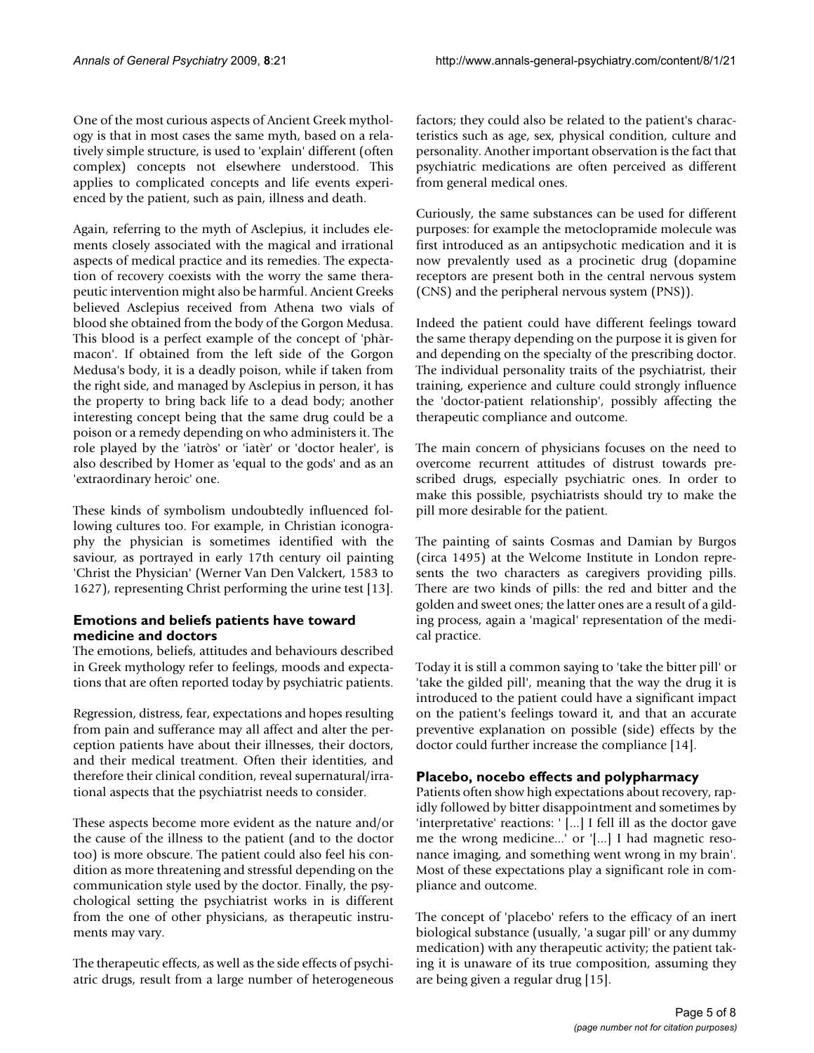One of the most curious aspects of Ancient Greek mythology is that in most cases the same myth, based on a relatively simple structure, is used to 'explain' different (often complex) concepts not elsewhere understood. This applies to complicated concepts and life events experienced by the patient, such as pain, illness and death.

Again, referring to the myth of Asclepius, it includes elements closely associated with the magical and irrational aspects of medical practice and its remedies. The expectation of recovery coexists with the worry the same therapeutic intervention might also be harmful. Ancient Greeks believed Asclepius received from Athena two vials of blood she obtained from the body of the Gorgon Medusa. This blood is a perfect example of the concept of 'phàrmacon'. If obtained from the left side of the Gorgon Medusa's body, it is a deadly poison, while if taken from the right side, and managed by Asclepius in person, it has the property to bring back life to a dead body; another interesting concept being that the same drug could be a poison or a remedy depending on who administers it. The role played by the 'iatròs' or 'iatèr' or 'doctor healer', is also described by Homer as 'equal to the gods' and as an 'extraordinary heroic' one.

These kinds of symbolism undoubtedly influenced following cultures too. For example, in Christian iconography the physician is sometimes identified with the saviour, as portrayed in early 17th century oil painting 'Christ the Physician' (Werner Van Den Valckert, 1583 to 1627), representing Christ performing the urine test [13].

### Emotions and beliefs patients have toward medicine and doctors

The emotions, beliefs, attitudes and behaviours described in Greek mythology refer to feelings, moods and expectations that are often reported today by psychiatric patients.

Regression, distress, fear, expectations and hopes resulting from pain and sufferance may all affect and alter the perception patients have about their illnesses, their doctors, and their medical treatment. Often their identities, and therefore their clinical condition, reveal supernatural/irrational aspects that the psychiatrist needs to consider.

These aspects become more evident as the nature and/or the cause of the illness to the patient (and to the doctor too) is more obscure. The patient could also feel his condition as more threatening and stressful depending on the communication style used by the doctor. Finally, the psychological setting the psychiatrist works in is different from the one of other physicians, as therapeutic instruments may vary.

The therapeutic effects, as well as the side effects of psychiatric drugs, result from a large number of heterogeneous factors; they could also be related to the patient's characteristics such as age, sex, physical condition, culture and personality. Another important observation is the fact that psychiatric medications are often perceived as different from general medical ones.

Curiously, the same substances can be used for different purposes: for example the metoclopramide molecule was first introduced as an antipsychotic medication and it is now prevalently used as a procinetic drug (dopamine receptors are present both in the central nervous system (CNS) and the peripheral nervous system (PNS)).

Indeed the patient could have different feelings toward the same therapy depending on the purpose it is given for and depending on the specialty of the prescribing doctor. The individual personality traits of the psychiatrist, their training, experience and culture could strongly influence the 'doctor-patient relationship', possibly affecting the therapeutic compliance and outcome.

The main concern of physicians focuses on the need to overcome recurrent attitudes of distrust towards prescribed drugs, especially psychiatric ones. In order to make this possible, psychiatrists should try to make the pill more desirable for the patient.

The painting of saints Cosmas and Damian by Burgos (circa 1495) at the Welcome Institute in London represents the two characters as caregivers providing pills. There are two kinds of pills: the red and bitter and the golden and sweet ones; the latter ones are a result of a gilding process, again a 'magical' representation of the medical practice.

Today it is still a common saying to 'take the bitter pill' or 'take the gilded pill', meaning that the way the drug it is introduced to the patient could have a significant impact on the patient's feelings toward it, and that an accurate preventive explanation on possible (side) effects by the doctor could further increase the compliance [14].

### Placebo, nocebo effects and polypharmacy

Patients often show high expectations about recovery, rapidly followed by bitter disappointment and sometimes by 'interpretative' reactions: ' [...] I fell ill as the doctor gave me the wrong medicine...' or '[...] I had magnetic resonance imaging, and something went wrong in my brain'. Most of these expectations play a significant role in compliance and outcome.

The concept of 'placebo' refers to the efficacy of an inert biological substance (usually, 'a sugar pill' or any dummy medication) with any therapeutic activity; the patient taking it is unaware of its true composition, assuming they are being given a regular drug [15].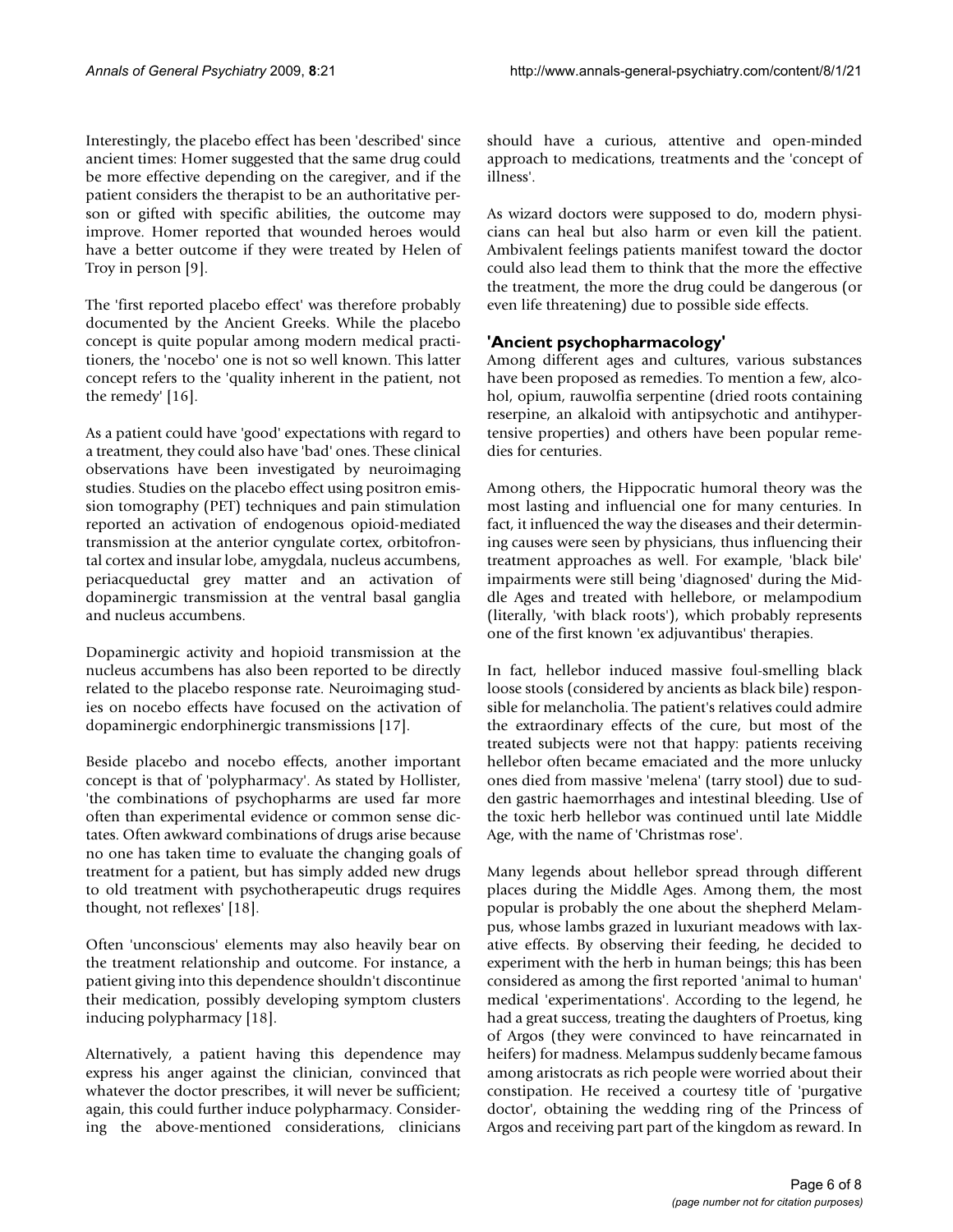Interestingly, the placebo effect has been 'described' since ancient times: Homer suggested that the same drug could be more effective depending on the caregiver, and if the patient considers the therapist to be an authoritative person or gifted with specific abilities, the outcome may improve. Homer reported that wounded heroes would have a better outcome if they were treated by Helen of Troy in person [9].

The 'first reported placebo effect' was therefore probably documented by the Ancient Greeks. While the placebo concept is quite popular among modern medical practitioners, the 'nocebo' one is not so well known. This latter concept refers to the 'quality inherent in the patient, not the remedy' [16].

As a patient could have 'good' expectations with regard to a treatment, they could also have 'bad' ones. These clinical observations have been investigated by neuroimaging studies. Studies on the placebo effect using positron emission tomography (PET) techniques and pain stimulation reported an activation of endogenous opioid-mediated transmission at the anterior cyngulate cortex, orbitofrontal cortex and insular lobe, amygdala, nucleus accumbens, periacqueductal grey matter and an activation of dopaminergic transmission at the ventral basal ganglia and nucleus accumbens.

Dopaminergic activity and hopioid transmission at the nucleus accumbens has also been reported to be directly related to the placebo response rate. Neuroimaging studies on nocebo effects have focused on the activation of dopaminergic endorphinergic transmissions [17].

Beside placebo and nocebo effects, another important concept is that of 'polypharmacy'. As stated by Hollister, 'the combinations of psychopharms are used far more often than experimental evidence or common sense dictates. Often awkward combinations of drugs arise because no one has taken time to evaluate the changing goals of treatment for a patient, but has simply added new drugs to old treatment with psychotherapeutic drugs requires thought, not reflexes' [18].

Often 'unconscious' elements may also heavily bear on the treatment relationship and outcome. For instance, a patient giving into this dependence shouldn't discontinue their medication, possibly developing symptom clusters inducing polypharmacy [18].

Alternatively, a patient having this dependence may express his anger against the clinician, convinced that whatever the doctor prescribes, it will never be sufficient; again, this could further induce polypharmacy. Considering the above-mentioned considerations, clinicians should have a curious, attentive and open-minded approach to medications, treatments and the 'concept of illness'.

As wizard doctors were supposed to do, modern physicians can heal but also harm or even kill the patient. Ambivalent feelings patients manifest toward the doctor could also lead them to think that the more the effective the treatment, the more the drug could be dangerous (or even life threatening) due to possible side effects.

## 'Ancient psychopharmacology'

Among different ages and cultures, various substances have been proposed as remedies. To mention a few, alcohol, opium, rauwolfia serpentine (dried roots containing reserpine, an alkaloid with antipsychotic and antihypertensive properties) and others have been popular remedies for centuries.

Among others, the Hippocratic humoral theory was the most lasting and influencial one for many centuries. In fact, it influenced the way the diseases and their determining causes were seen by physicians, thus influencing their treatment approaches as well. For example, 'black bile' impairments were still being 'diagnosed' during the Middle Ages and treated with hellebore, or melampodium (literally, 'with black roots'), which probably represents one of the first known 'ex adjuvantibus' therapies.

In fact, hellebor induced massive foul-smelling black loose stools (considered by ancients as black bile) responsible for melancholia. The patient's relatives could admire the extraordinary effects of the cure, but most of the treated subjects were not that happy: patients receiving hellebor often became emaciated and the more unlucky ones died from massive 'melena' (tarry stool) due to sudden gastric haemorrhages and intestinal bleeding. Use of the toxic herb hellebor was continued until late Middle Age, with the name of 'Christmas rose'.

Many legends about hellebor spread through different places during the Middle Ages. Among them, the most popular is probably the one about the shepherd Melampus, whose lambs grazed in luxuriant meadows with laxative effects. By observing their feeding, he decided to experiment with the herb in human beings; this has been considered as among the first reported 'animal to human' medical 'experimentations'. According to the legend, he had a great success, treating the daughters of Proetus, king of Argos (they were convinced to have reincarnated in heifers) for madness. Melampus suddenly became famous among aristocrats as rich people were worried about their constipation. He received a courtesy title of 'purgative doctor', obtaining the wedding ring of the Princess of Argos and receiving part part of the kingdom as reward. In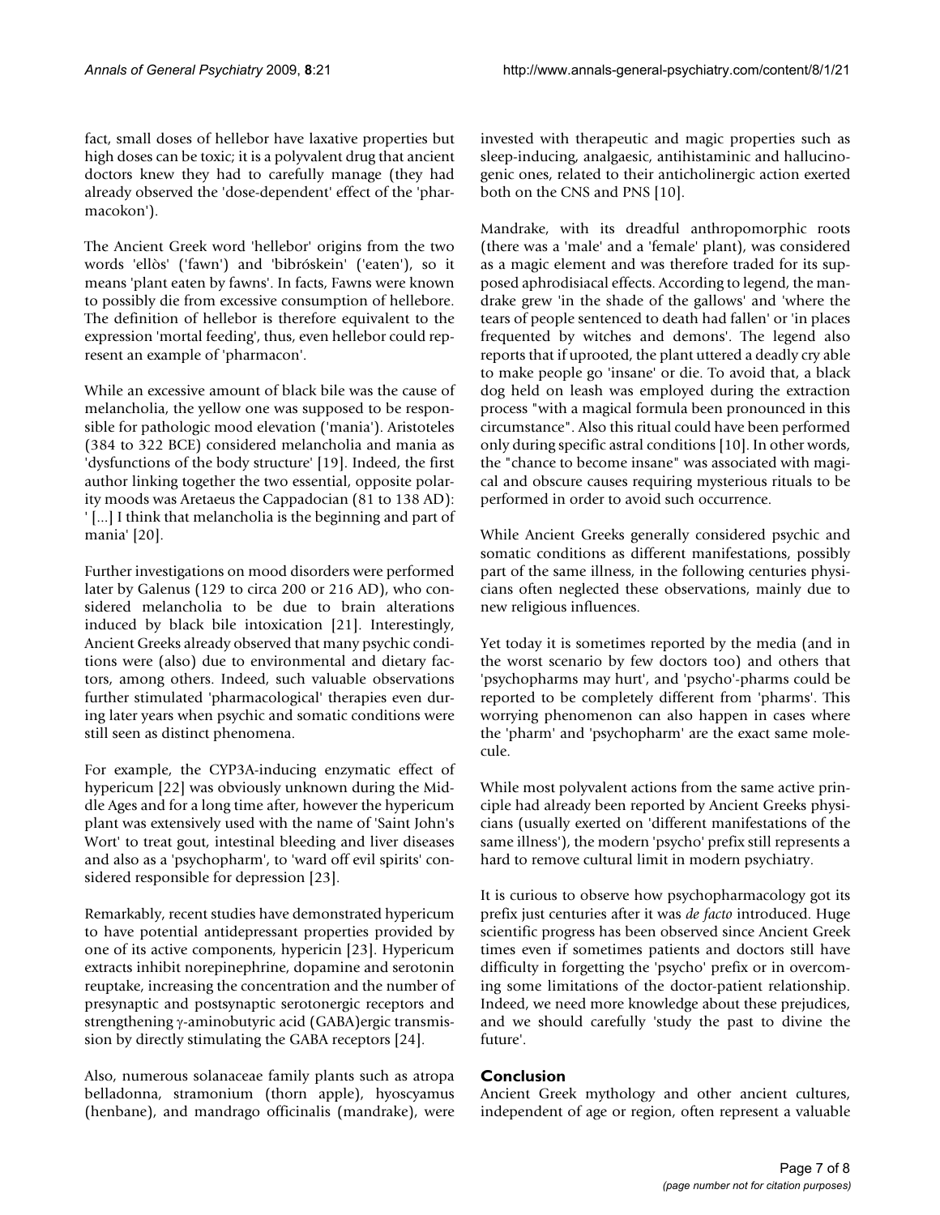fact, small doses of hellebor have laxative properties but high doses can be toxic; it is a polyvalent drug that ancient doctors knew they had to carefully manage (they had already observed the 'dose-dependent' effect of the 'pharmacokon').

The Ancient Greek word 'hellebor' origins from the two words 'ellòs' ('fawn') and 'bibróskein' ('eaten'), so it means 'plant eaten by fawns'. In facts, Fawns were known to possibly die from excessive consumption of hellebore. The definition of hellebor is therefore equivalent to the expression 'mortal feeding', thus, even hellebor could represent an example of 'pharmacon'.

While an excessive amount of black bile was the cause of melancholia, the yellow one was supposed to be responsible for pathologic mood elevation ('mania'). Aristoteles (384 to 322 BCE) considered melancholia and mania as 'dysfunctions of the body structure' [19]. Indeed, the first author linking together the two essential, opposite polarity moods was Aretaeus the Cappadocian (81 to 138 AD): ' [...] I think that melancholia is the beginning and part of mania' [20].

Further investigations on mood disorders were performed later by Galenus (129 to circa 200 or 216 AD), who considered melancholia to be due to brain alterations induced by black bile intoxication [21]. Interestingly, Ancient Greeks already observed that many psychic conditions were (also) due to environmental and dietary factors, among others. Indeed, such valuable observations further stimulated 'pharmacological' therapies even during later years when psychic and somatic conditions were still seen as distinct phenomena.

For example, the CYP3A-inducing enzymatic effect of hypericum [22] was obviously unknown during the Middle Ages and for a long time after, however the hypericum plant was extensively used with the name of 'Saint John's Wort' to treat gout, intestinal bleeding and liver diseases and also as a 'psychopharm', to 'ward off evil spirits' considered responsible for depression [23].

Remarkably, recent studies have demonstrated hypericum to have potential antidepressant properties provided by one of its active components, hypericin [23]. Hypericum extracts inhibit norepinephrine, dopamine and serotonin reuptake, increasing the concentration and the number of presynaptic and postsynaptic serotonergic receptors and strengthening $\gamma$-aminobutyric acid (GABA)ergic transmission by directly stimulating the GABA receptors [24].

Also, numerous solanaceae family plants such as atropa belladonna, stramonium (thorn apple), hyoscyamus (henbane), and mandrago officinalis (mandrake), were invested with therapeutic and magic properties such as sleep-inducing, analgaesic, antihistaminic and hallucinogenic ones, related to their anticholinergic action exerted both on the CNS and PNS [10].

Mandrake, with its dreadful anthropomorphic roots (there was a 'male' and a 'female' plant), was considered as a magic element and was therefore traded for its supposed aphrodisiacal effects. According to legend, the mandrake grew 'in the shade of the gallows' and 'where the tears of people sentenced to death had fallen' or 'in places frequented by witches and demons'. The legend also reports that if uprooted, the plant uttered a deadly cry able to make people go 'insane' or die. To avoid that, a black dog held on leash was employed during the extraction process "with a magical formula been pronounced in this circumstance". Also this ritual could have been performed only during specific astral conditions [10]. In other words, the "chance to become insane" was associated with magical and obscure causes requiring mysterious rituals to be performed in order to avoid such occurrence.

While Ancient Greeks generally considered psychic and somatic conditions as different manifestations, possibly part of the same illness, in the following centuries physicians often neglected these observations, mainly due to new religious influences.

Yet today it is sometimes reported by the media (and in the worst scenario by few doctors too) and others that 'psychopharms may hurt', and 'psycho'-pharms could be reported to be completely different from 'pharms'. This worrying phenomenon can also happen in cases where the 'pharm' and 'psychopharm' are the exact same molecule.

While most polyvalent actions from the same active principle had already been reported by Ancient Greeks physicians (usually exerted on 'different manifestations of the same illness'), the modern 'psycho' prefix still represents a hard to remove cultural limit in modern psychiatry.

It is curious to observe how psychopharmacology got its prefix just centuries after it was *de facto* introduced. Huge scientific progress has been observed since Ancient Greek times even if sometimes patients and doctors still have difficulty in forgetting the 'psycho' prefix or in overcoming some limitations of the doctor-patient relationship. Indeed, we need more knowledge about these prejudices, and we should carefully 'study the past to divine the future'.

## Conclusion

Ancient Greek mythology and other ancient cultures, independent of age or region, often represent a valuable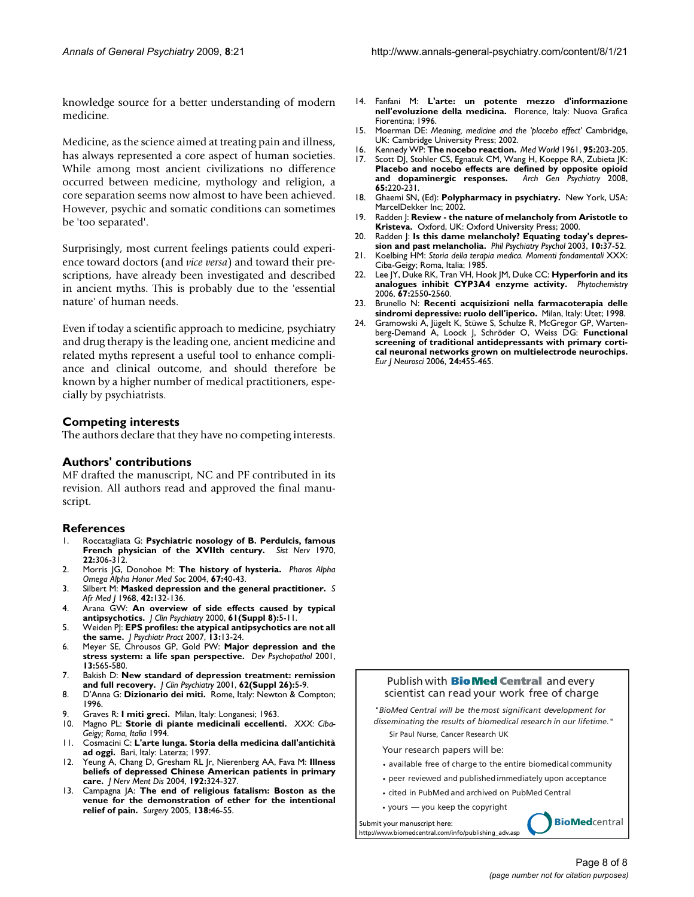knowledge source for a better understanding of modern medicine.

Medicine, as the science aimed at treating pain and illness, has always represented a core aspect of human societies. While among most ancient civilizations no difference occurred between medicine, mythology and religion, a core separation seems now almost to have been achieved. However, psychic and somatic conditions can sometimes be 'too separated'.

Surprisingly, most current feelings patients could experience toward doctors (and *vice versa*) and toward their prescriptions, have already been investigated and described in ancient myths. This is probably due to the 'essential nature' of human needs.

Even if today a scientific approach to medicine, psychiatry and drug therapy is the leading one, ancient medicine and related myths represent a useful tool to enhance compliance and clinical outcome, and should therefore be known by a higher number of medical practitioners, especially by psychiatrists.

## Competing interests

The authors declare that they have no competing interests.

## Authors' contributions

MF drafted the manuscript, NC and PF contributed in its revision. All authors read and approved the final manuscript.

## References

1. Roccatagliata G: **Psychiatric nosology of B. Perdulcis, famous French physician of the XVIIth century.** *Sist Nerv* 1970, **22:**306-312.
2. Morris JG, Donohoe M: **The history of hysteria.** *Pharos Alpha Omega Alpha Honor Med Soc* 2004, **67:**40-43.
3. Silbert M: **Masked depression and the general practitioner.** *S Afr Med J* 1968, **42:**132-136.
4. Arana GW: **An overview of side effects caused by typical antipsychotics.** *J Clin Psychiatry* 2000, **61(Suppl 8):**5-11.
5. Weiden PJ: **EPS profiles: the atypical antipsychotics are not all the same.** *J Psychiatr Pract* 2007, **13:**13-24.
6. Meyer SE, Chrousos GP, Gold PW: **Major depression and the stress system: a life span perspective.** *Dev Psychopathol* 2001, **13:**565-580.
7. Bakish D: **New standard of depression treatment: remission and full recovery.** *J Clin Psychiatry* 2001, **62(Suppl 26):**5-9.
8. D'Anna G: **Dizionario dei miti.** Rome, Italy: Newton & Compton; 1996.
9. Graves R: **I miti greci.** Milan, Italy: Longanesi; 1963.
10. Magno PL: **Storie di piante medicinali eccellenti.** *XXX: Ciba-Geigy; Roma, Italia* 1994.
11. Cosmacini C: **L'arte lunga. Storia della medicina dall'antichità ad oggi.** Bari, Italy: Laterza; 1997.
12. Yeung A, Chang D, Gresham RL Jr, Nierenberg AA, Fava M: **Illness beliefs of depressed Chinese American patients in primary care.** *J Nerv Ment Dis* 2004, **192:**324-327.
13. Campagna JA: **The end of religious fatalism: Boston as the venue for the demonstration of ether for the intentional relief of pain.** *Surgery* 2005, **138:**46-55.
14. Fanfani M: **L'arte: un potente mezzo d'informazione nell'evoluzione della medicina.** Florence, Italy: Nuova Grafica Fiorentina; 1996.
15. Moerman DE: *Meaning, medicine and the 'placebo effect'* Cambridge, UK: Cambridge University Press; 2002.
16. Kennedy WP: **The nocebo reaction.** *Med World* 1961, **95:**203-205.
17. Scott DJ, Stohler CS, Egnatuk CM, Wang H, Koeppe RA, Zubieta JK: **Placebo and nocebo effects are defined by opposite opioid and dopaminergic responses.** *Arch Gen Psychiatry* 2008, **65:**220-231.
18. Ghaemi SN, (Ed): **Polypharmacy in psychiatry.** New York, USA: MarcelDekker Inc; 2002.
19. Radden J: **Review - the nature of melancholy from Aristotle to Kristeva.** Oxford, UK: Oxford University Press; 2000.
20. Radden J: **Is this dame melancholy? Equating today's depression and past melancholia.** *Phil Psychiatry Psychol* 2003, **10:**37-52.
21. Koelbing HM: *Storia della terapia medica. Momenti fondamentali* XXX: Ciba-Geigy; Roma, Italia; 1985.
22. Lee JY, Duke RK, Tran VH, Hook JM, Duke CC: **Hyperforin and its analogues inhibit CYP3A4 enzyme activity.** *Phytochemistry* 2006, **67:**2550-2560.
23. Brunello N: **Recenti acquisizioni nella farmacoterapia delle sindromi depressive: ruolo dell'iperico.** Milan, Italy: Utet; 1998.
24. Gramowski A, Jügelt K, Stüwe S, Schulze R, McGregor GP, Wartenberg-Demand A, Loock J, Schröder O, Weiss DG: **Functional screening of traditional antidepressants with primary cortical neuronal networks grown on multielectrode neurochips.** *Eur J Neurosci* 2006, **24:**455-465.